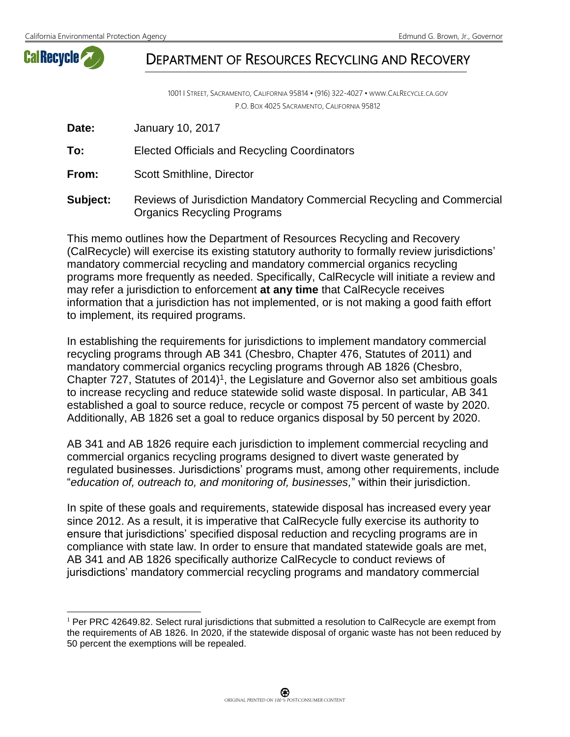California Environmental Protection Agency — Edmund G. Brown, Jr., Governor

# DEPARTMENT OF RESOURCES RECYCLING AND RECOVERY

1001 I Street, Sacramento, California 95814 • (916) 322-4027 • www.CalRecycle.ca.gov
P.O. Box 4025 Sacramento, California 95812

**Date:** January 10, 2017

**To:** Elected Officials and Recycling Coordinators

**From:** Scott Smithline, Director

**Subject:** Reviews of Jurisdiction Mandatory Commercial Recycling and Commercial Organics Recycling Programs

This memo outlines how the Department of Resources Recycling and Recovery (CalRecycle) will exercise its existing statutory authority to formally review jurisdictions' mandatory commercial recycling and mandatory commercial organics recycling programs more frequently as needed. Specifically, CalRecycle will initiate a review and may refer a jurisdiction to enforcement **at any time** that CalRecycle receives information that a jurisdiction has not implemented, or is not making a good faith effort to implement, its required programs.

In establishing the requirements for jurisdictions to implement mandatory commercial recycling programs through AB 341 (Chesbro, Chapter 476, Statutes of 2011) and mandatory commercial organics recycling programs through AB 1826 (Chesbro, Chapter 727, Statutes of 2014)[1], the Legislature and Governor also set ambitious goals to increase recycling and reduce statewide solid waste disposal. In particular, AB 341 established a goal to source reduce, recycle or compost 75 percent of waste by 2020. Additionally, AB 1826 set a goal to reduce organics disposal by 50 percent by 2020.

AB 341 and AB 1826 require each jurisdiction to implement commercial recycling and commercial organics recycling programs designed to divert waste generated by regulated businesses. Jurisdictions' programs must, among other requirements, include "*education of, outreach to, and monitoring of, businesses,*" within their jurisdiction.

In spite of these goals and requirements, statewide disposal has increased every year since 2012. As a result, it is imperative that CalRecycle fully exercise its authority to ensure that jurisdictions' specified disposal reduction and recycling programs are in compliance with state law. In order to ensure that mandated statewide goals are met, AB 341 and AB 1826 specifically authorize CalRecycle to conduct reviews of jurisdictions' mandatory commercial recycling programs and mandatory commercial

[1] Per PRC 42649.82. Select rural jurisdictions that submitted a resolution to CalRecycle are exempt from the requirements of AB 1826. In 2020, if the statewide disposal of organic waste has not been reduced by 50 percent the exemptions will be repealed.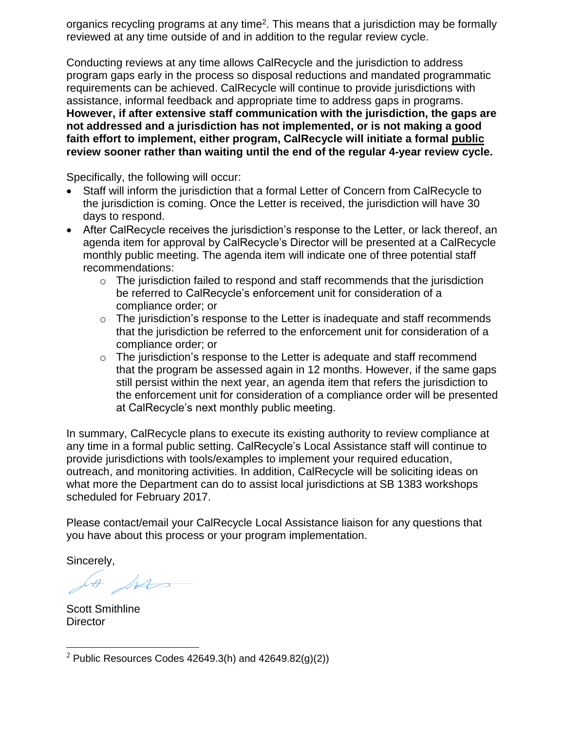organics recycling programs at any time[2]. This means that a jurisdiction may be formally reviewed at any time outside of and in addition to the regular review cycle.

Conducting reviews at any time allows CalRecycle and the jurisdiction to address program gaps early in the process so disposal reductions and mandated programmatic requirements can be achieved. CalRecycle will continue to provide jurisdictions with assistance, informal feedback and appropriate time to address gaps in programs. **However, if after extensive staff communication with the jurisdiction, the gaps are not addressed and a jurisdiction has not implemented, or is not making a good faith effort to implement, either program, CalRecycle will initiate a formal <u>public</u> review sooner rather than waiting until the end of the regular 4-year review cycle.**

Specifically, the following will occur:

- Staff will inform the jurisdiction that a formal Letter of Concern from CalRecycle to the jurisdiction is coming. Once the Letter is received, the jurisdiction will have 30 days to respond.
- After CalRecycle receives the jurisdiction's response to the Letter, or lack thereof, an agenda item for approval by CalRecycle's Director will be presented at a CalRecycle monthly public meeting. The agenda item will indicate one of three potential staff recommendations:
  - The jurisdiction failed to respond and staff recommends that the jurisdiction be referred to CalRecycle's enforcement unit for consideration of a compliance order; or
  - The jurisdiction's response to the Letter is inadequate and staff recommends that the jurisdiction be referred to the enforcement unit for consideration of a compliance order; or
  - The jurisdiction's response to the Letter is adequate and staff recommend that the program be assessed again in 12 months. However, if the same gaps still persist within the next year, an agenda item that refers the jurisdiction to the enforcement unit for consideration of a compliance order will be presented at CalRecycle's next monthly public meeting.

In summary, CalRecycle plans to execute its existing authority to review compliance at any time in a formal public setting. CalRecycle's Local Assistance staff will continue to provide jurisdictions with tools/examples to implement your required education, outreach, and monitoring activities. In addition, CalRecycle will be soliciting ideas on what more the Department can do to assist local jurisdictions at SB 1383 workshops scheduled for February 2017.

Please contact/email your CalRecycle Local Assistance liaison for any questions that you have about this process or your program implementation.

Sincerely,

Scott Smithline
Director

---

[2] Public Resources Codes 42649.3(h) and 42649.82(g)(2))